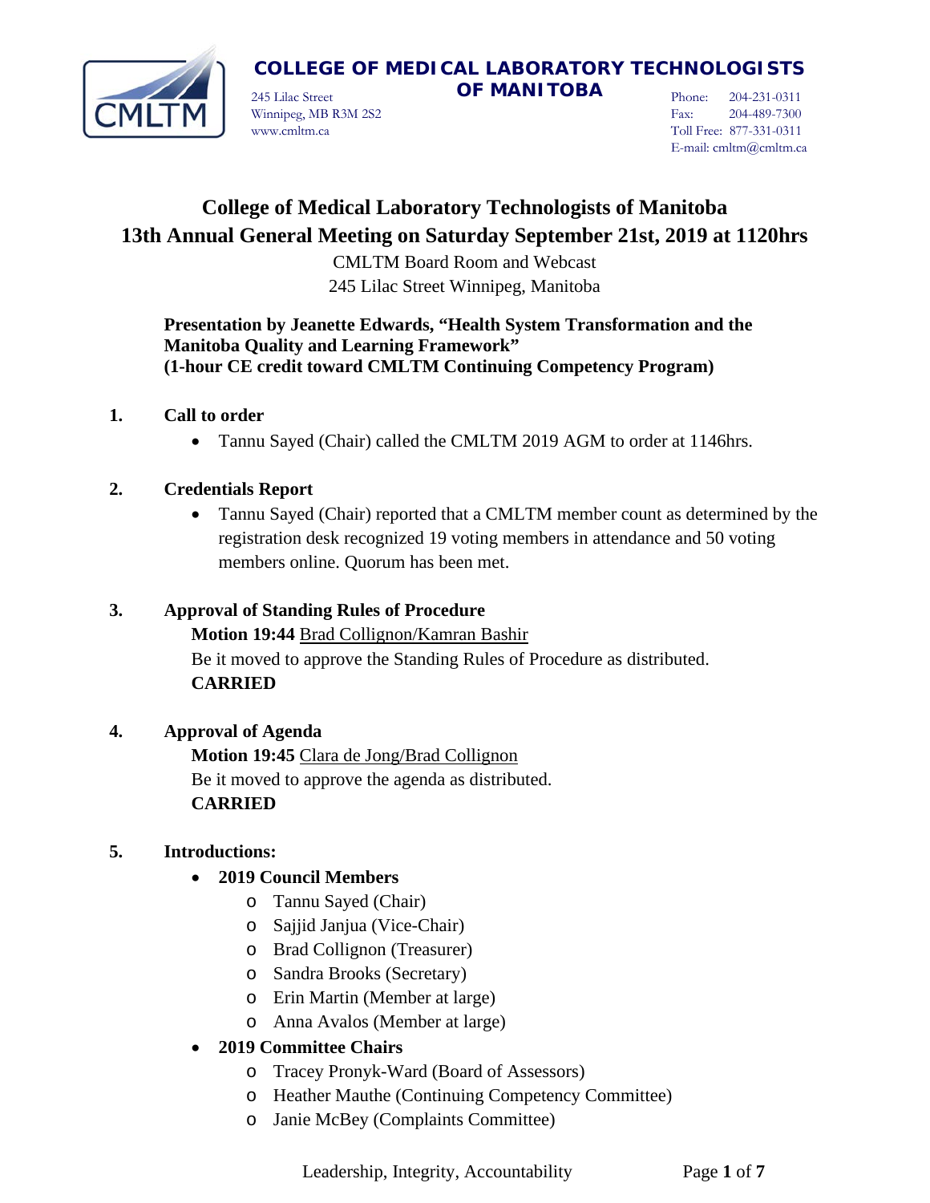**COLLEGE OF MEDICAL LABORATORY TECHNOLOGISTS OF MANITOBA**

245 Lilac Street
Winnipeg, MB R3M 2S2
www.cmltm.ca

Phone: 204-231-0311
Fax: 204-489-7300
Toll Free: 877-331-0311
E-mail: cmltm@cmltm.ca

# College of Medical Laboratory Technologists of Manitoba
# 13th Annual General Meeting on Saturday September 21st, 2019 at 1120hrs

CMLTM Board Room and Webcast
245 Lilac Street Winnipeg, Manitoba

**Presentation by Jeanette Edwards, "Health System Transformation and the Manitoba Quality and Learning Framework"**
**(1-hour CE credit toward CMLTM Continuing Competency Program)**

## 1. Call to order

- Tannu Sayed (Chair) called the CMLTM 2019 AGM to order at 1146hrs.

## 2. Credentials Report

- Tannu Sayed (Chair) reported that a CMLTM member count as determined by the registration desk recognized 19 voting members in attendance and 50 voting members online. Quorum has been met.

## 3. Approval of Standing Rules of Procedure

**Motion 19:44** Brad Collignon/Kamran Bashir
Be it moved to approve the Standing Rules of Procedure as distributed.
**CARRIED**

## 4. Approval of Agenda

**Motion 19:45** Clara de Jong/Brad Collignon
Be it moved to approve the agenda as distributed.
**CARRIED**

## 5. Introductions:

- **2019 Council Members**
  - Tannu Sayed (Chair)
  - Sajjid Janjua (Vice-Chair)
  - Brad Collignon (Treasurer)
  - Sandra Brooks (Secretary)
  - Erin Martin (Member at large)
  - Anna Avalos (Member at large)
- **2019 Committee Chairs**
  - Tracey Pronyk-Ward (Board of Assessors)
  - Heather Mauthe (Continuing Competency Committee)
  - Janie McBey (Complaints Committee)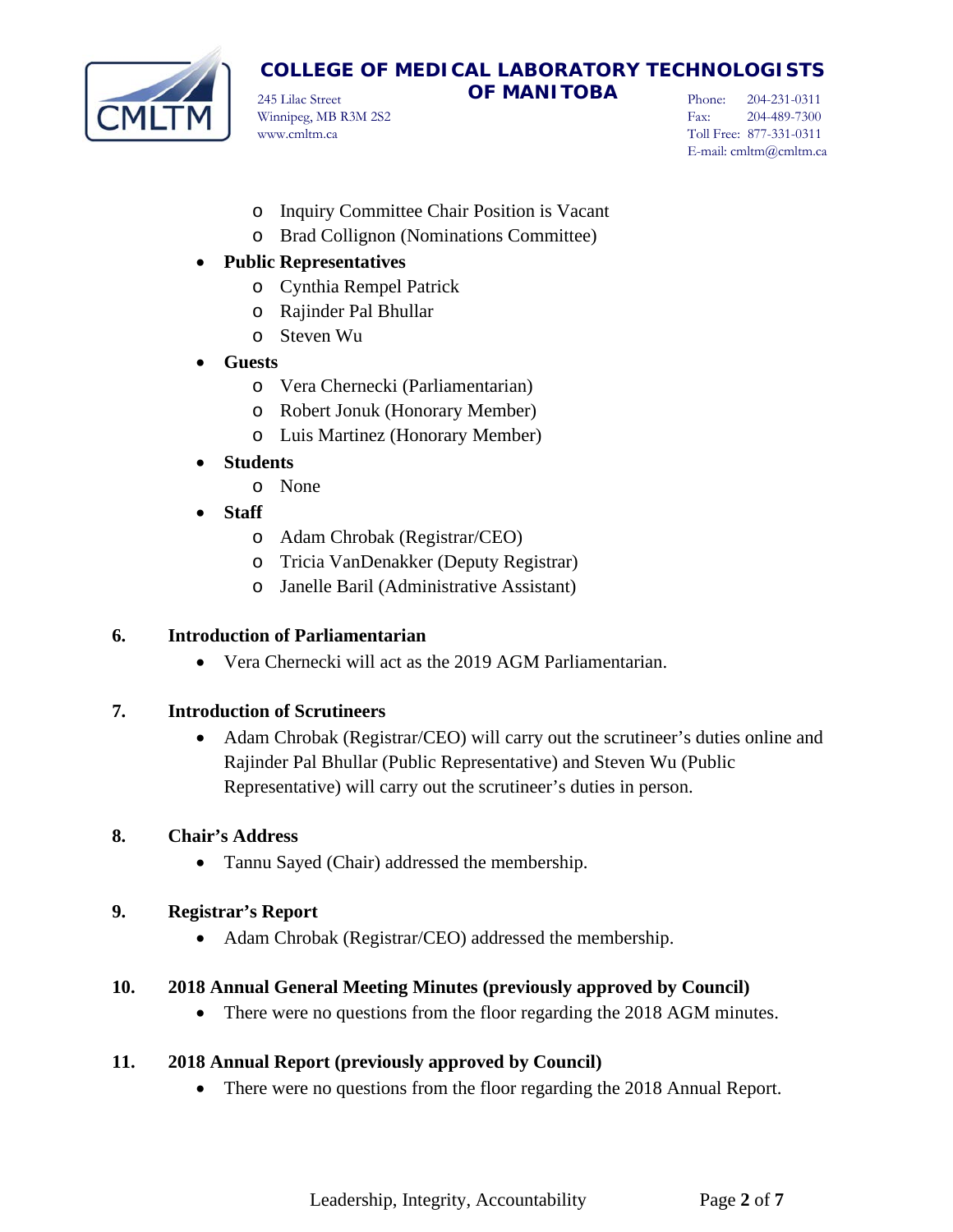- Inquiry Committee Chair Position is Vacant
    - Brad Collignon (Nominations Committee)
- **Public Representatives**
    - Cynthia Rempel Patrick
    - Rajinder Pal Bhullar
    - Steven Wu
- **Guests**
    - Vera Chernecki (Parliamentarian)
    - Robert Jonuk (Honorary Member)
    - Luis Martinez (Honorary Member)
- **Students**
    - None
- **Staff**
    - Adam Chrobak (Registrar/CEO)
    - Tricia VanDenakker (Deputy Registrar)
    - Janelle Baril (Administrative Assistant)

**6. Introduction of Parliamentarian**

- Vera Chernecki will act as the 2019 AGM Parliamentarian.

**7. Introduction of Scrutineers**

- Adam Chrobak (Registrar/CEO) will carry out the scrutineer's duties online and Rajinder Pal Bhullar (Public Representative) and Steven Wu (Public Representative) will carry out the scrutineer's duties in person.

**8. Chair's Address**

- Tannu Sayed (Chair) addressed the membership.

**9. Registrar's Report**

- Adam Chrobak (Registrar/CEO) addressed the membership.

**10. 2018 Annual General Meeting Minutes (previously approved by Council)**

- There were no questions from the floor regarding the 2018 AGM minutes.

**11. 2018 Annual Report (previously approved by Council)**

- There were no questions from the floor regarding the 2018 Annual Report.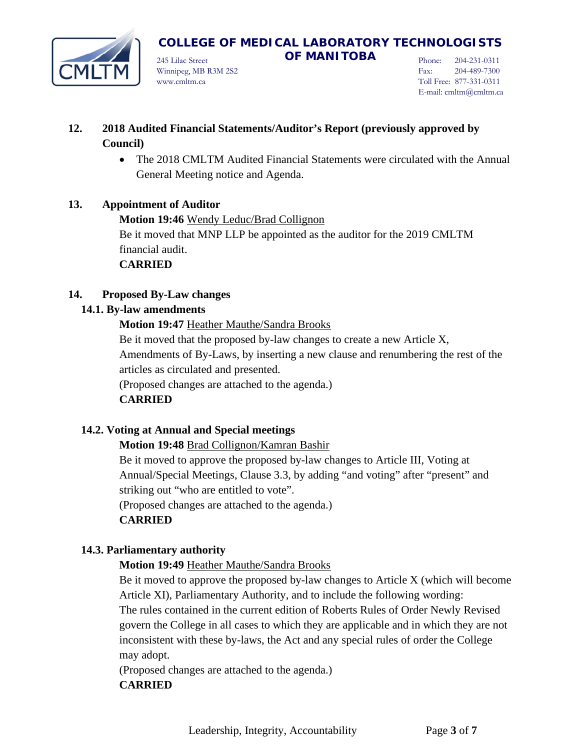## 12. 2018 Audited Financial Statements/Auditor's Report (previously approved by Council)

- The 2018 CMLTM Audited Financial Statements were circulated with the Annual General Meeting notice and Agenda.

## 13. Appointment of Auditor

**Motion 19:46** Wendy Leduc/Brad Collignon
Be it moved that MNP LLP be appointed as the auditor for the 2019 CMLTM financial audit.
**CARRIED**

## 14. Proposed By-Law changes

### 14.1. By-law amendments

**Motion 19:47** Heather Mauthe/Sandra Brooks
Be it moved that the proposed by-law changes to create a new Article X, Amendments of By-Laws, by inserting a new clause and renumbering the rest of the articles as circulated and presented.
(Proposed changes are attached to the agenda.)
**CARRIED**

### 14.2. Voting at Annual and Special meetings

**Motion 19:48** Brad Collignon/Kamran Bashir
Be it moved to approve the proposed by-law changes to Article III, Voting at Annual/Special Meetings, Clause 3.3, by adding "and voting" after "present" and striking out "who are entitled to vote".
(Proposed changes are attached to the agenda.)
**CARRIED**

### 14.3. Parliamentary authority

**Motion 19:49** Heather Mauthe/Sandra Brooks
Be it moved to approve the proposed by-law changes to Article X (which will become Article XI), Parliamentary Authority, and to include the following wording:
The rules contained in the current edition of Roberts Rules of Order Newly Revised govern the College in all cases to which they are applicable and in which they are not inconsistent with these by-laws, the Act and any special rules of order the College may adopt.
(Proposed changes are attached to the agenda.)
**CARRIED**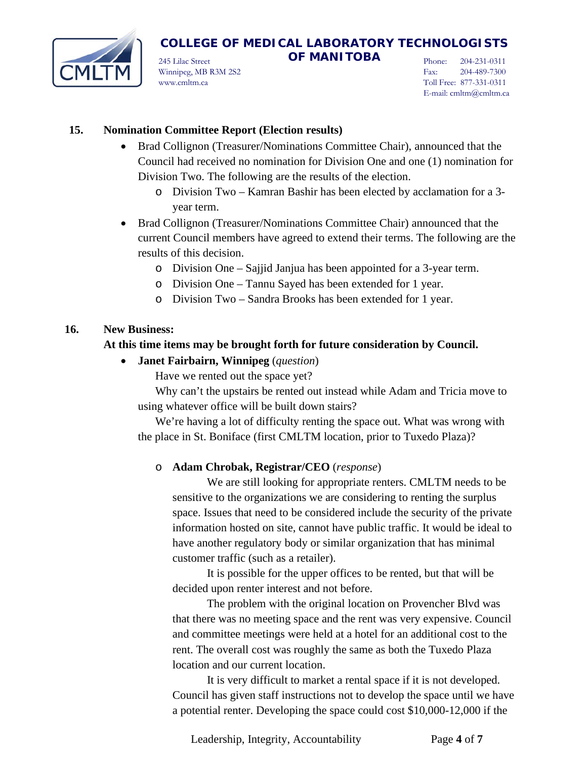**15. Nomination Committee Report (Election results)**

- Brad Collignon (Treasurer/Nominations Committee Chair), announced that the Council had received no nomination for Division One and one (1) nomination for Division Two. The following are the results of the election.
    - Division Two – Kamran Bashir has been elected by acclamation for a 3-year term.
- Brad Collignon (Treasurer/Nominations Committee Chair) announced that the current Council members have agreed to extend their terms. The following are the results of this decision.
    - Division One – Sajjid Janjua has been appointed for a 3-year term.
    - Division One – Tannu Sayed has been extended for 1 year.
    - Division Two – Sandra Brooks has been extended for 1 year.

**16. New Business:**

**At this time items may be brought forth for future consideration by Council.**

- **Janet Fairbairn, Winnipeg** (*question*)

  Have we rented out the space yet?

  Why can't the upstairs be rented out instead while Adam and Tricia move to using whatever office will be built down stairs?

  We're having a lot of difficulty renting the space out. What was wrong with the place in St. Boniface (first CMLTM location, prior to Tuxedo Plaza)?

    - **Adam Chrobak, Registrar/CEO** (*response*)

      We are still looking for appropriate renters. CMLTM needs to be sensitive to the organizations we are considering to renting the surplus space. Issues that need to be considered include the security of the private information hosted on site, cannot have public traffic. It would be ideal to have another regulatory body or similar organization that has minimal customer traffic (such as a retailer).

      It is possible for the upper offices to be rented, but that will be decided upon renter interest and not before.

      The problem with the original location on Provencher Blvd was that there was no meeting space and the rent was very expensive. Council and committee meetings were held at a hotel for an additional cost to the rent. The overall cost was roughly the same as both the Tuxedo Plaza location and our current location.

      It is very difficult to market a rental space if it is not developed. Council has given staff instructions not to develop the space until we have a potential renter. Developing the space could cost $10,000-12,000 if the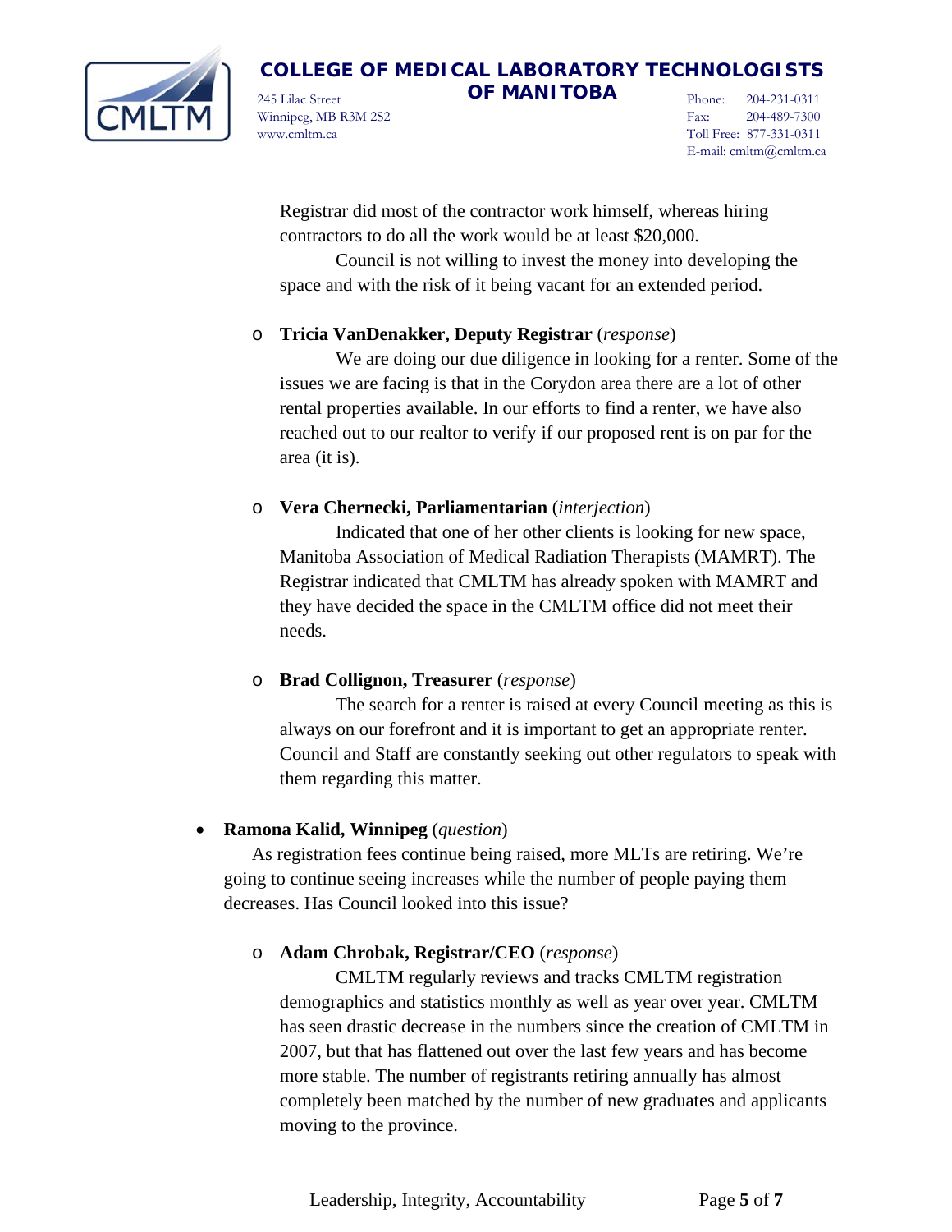Registrar did most of the contractor work himself, whereas hiring contractors to do all the work would be at least $20,000.

Council is not willing to invest the money into developing the space and with the risk of it being vacant for an extended period.

- **Tricia VanDenakker, Deputy Registrar** (*response*)

  We are doing our due diligence in looking for a renter. Some of the issues we are facing is that in the Corydon area there are a lot of other rental properties available. In our efforts to find a renter, we have also reached out to our realtor to verify if our proposed rent is on par for the area (it is).

- **Vera Chernecki, Parliamentarian** (*interjection*)

  Indicated that one of her other clients is looking for new space, Manitoba Association of Medical Radiation Therapists (MAMRT). The Registrar indicated that CMLTM has already spoken with MAMRT and they have decided the space in the CMLTM office did not meet their needs.

- **Brad Collignon, Treasurer** (*response*)

  The search for a renter is raised at every Council meeting as this is always on our forefront and it is important to get an appropriate renter. Council and Staff are constantly seeking out other regulators to speak with them regarding this matter.

- **Ramona Kalid, Winnipeg** (*question*)

  As registration fees continue being raised, more MLTs are retiring. We're going to continue seeing increases while the number of people paying them decreases. Has Council looked into this issue?

  - **Adam Chrobak, Registrar/CEO** (*response*)

    CMLTM regularly reviews and tracks CMLTM registration demographics and statistics monthly as well as year over year. CMLTM has seen drastic decrease in the numbers since the creation of CMLTM in 2007, but that has flattened out over the last few years and has become more stable. The number of registrants retiring annually has almost completely been matched by the number of new graduates and applicants moving to the province.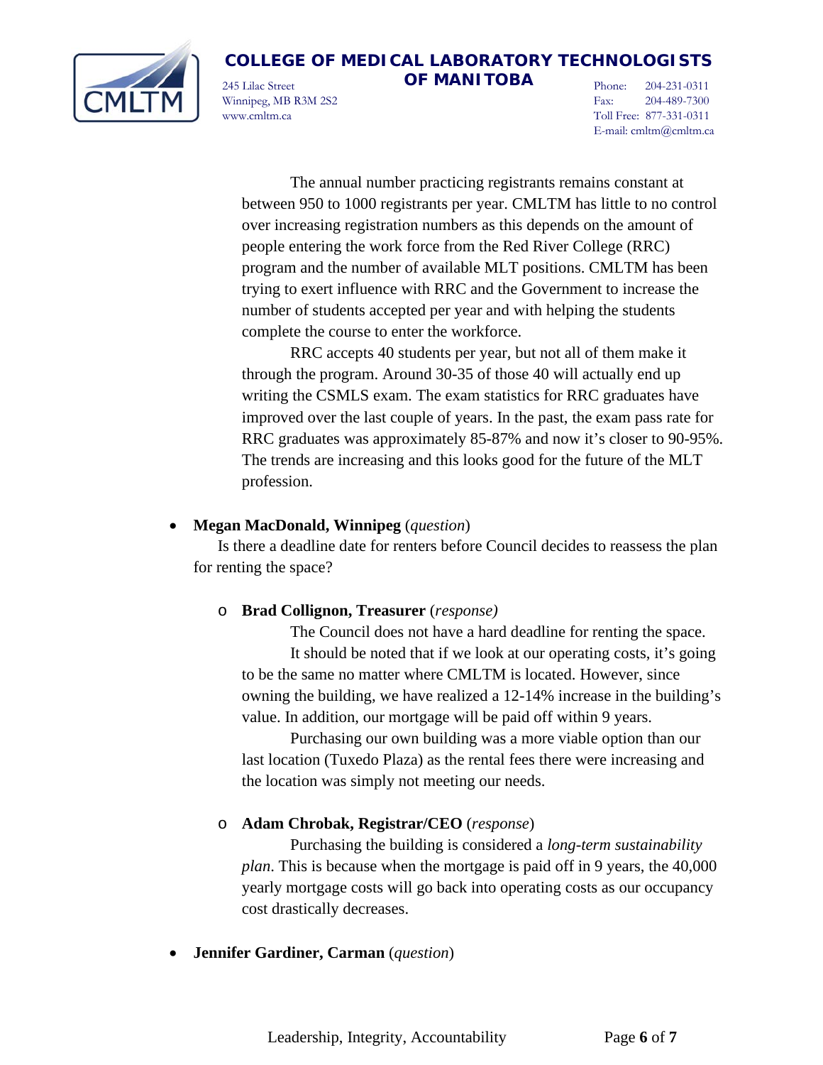The annual number practicing registrants remains constant at between 950 to 1000 registrants per year. CMLTM has little to no control over increasing registration numbers as this depends on the amount of people entering the work force from the Red River College (RRC) program and the number of available MLT positions. CMLTM has been trying to exert influence with RRC and the Government to increase the number of students accepted per year and with helping the students complete the course to enter the workforce.

RRC accepts 40 students per year, but not all of them make it through the program. Around 30-35 of those 40 will actually end up writing the CSMLS exam. The exam statistics for RRC graduates have improved over the last couple of years. In the past, the exam pass rate for RRC graduates was approximately 85-87% and now it's closer to 90-95%. The trends are increasing and this looks good for the future of the MLT profession.

- **Megan MacDonald, Winnipeg** (*question*)

  Is there a deadline date for renters before Council decides to reassess the plan for renting the space?

  - **Brad Collignon, Treasurer** (*response)*

    The Council does not have a hard deadline for renting the space.

    It should be noted that if we look at our operating costs, it's going to be the same no matter where CMLTM is located. However, since owning the building, we have realized a 12-14% increase in the building's value. In addition, our mortgage will be paid off within 9 years.

    Purchasing our own building was a more viable option than our last location (Tuxedo Plaza) as the rental fees there were increasing and the location was simply not meeting our needs.

  - **Adam Chrobak, Registrar/CEO** (*response*)

    Purchasing the building is considered a *long-term sustainability plan*. This is because when the mortgage is paid off in 9 years, the 40,000 yearly mortgage costs will go back into operating costs as our occupancy cost drastically decreases.

- **Jennifer Gardiner, Carman** (*question*)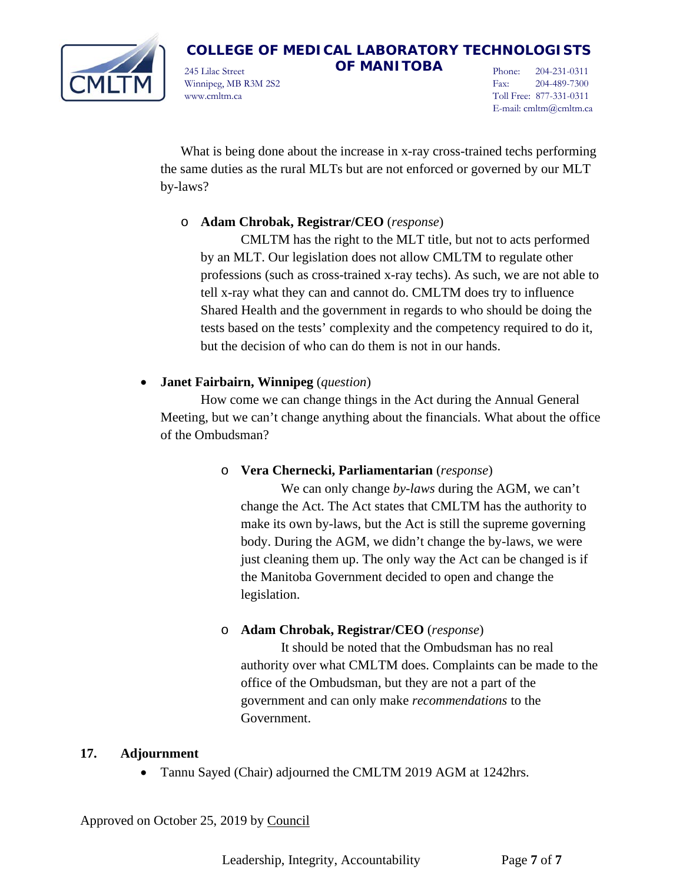What is being done about the increase in x-ray cross-trained techs performing the same duties as the rural MLTs but are not enforced or governed by our MLT by-laws?

- **Adam Chrobak, Registrar/CEO** (*response*)

  CMLTM has the right to the MLT title, but not to acts performed by an MLT. Our legislation does not allow CMLTM to regulate other professions (such as cross-trained x-ray techs). As such, we are not able to tell x-ray what they can and cannot do. CMLTM does try to influence Shared Health and the government in regards to who should be doing the tests based on the tests' complexity and the competency required to do it, but the decision of who can do them is not in our hands.

- **Janet Fairbairn, Winnipeg** (*question*)

  How come we can change things in the Act during the Annual General Meeting, but we can't change anything about the financials. What about the office of the Ombudsman?

  - **Vera Chernecki, Parliamentarian** (*response*)

    We can only change *by-laws* during the AGM, we can't change the Act. The Act states that CMLTM has the authority to make its own by-laws, but the Act is still the supreme governing body. During the AGM, we didn't change the by-laws, we were just cleaning them up. The only way the Act can be changed is if the Manitoba Government decided to open and change the legislation.

  - **Adam Chrobak, Registrar/CEO** (*response*)

    It should be noted that the Ombudsman has no real authority over what CMLTM does. Complaints can be made to the office of the Ombudsman, but they are not a part of the government and can only make *recommendations* to the Government.

## 17. Adjournment

- Tannu Sayed (Chair) adjourned the CMLTM 2019 AGM at 1242hrs.

Approved on October 25, 2019 by Council